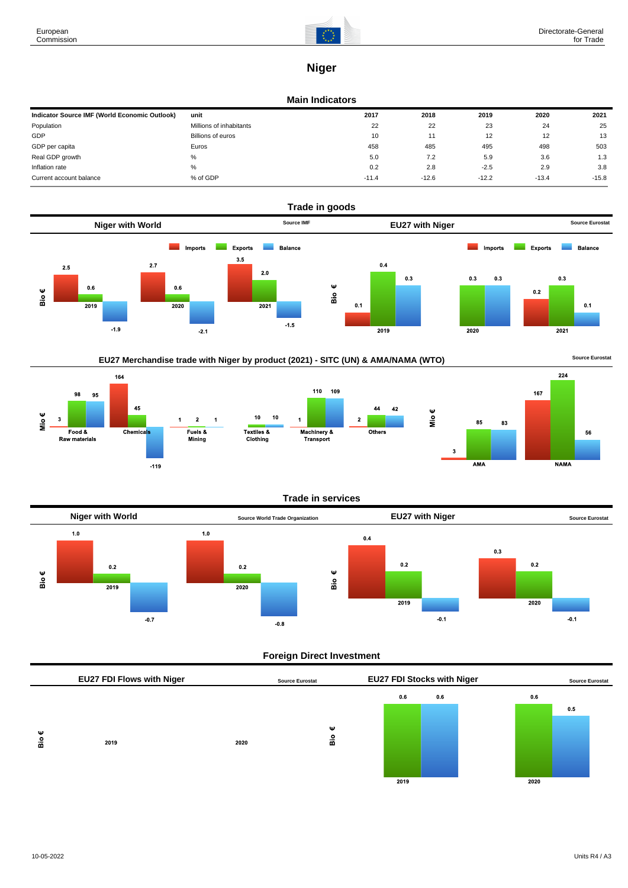# Niger

## Main Indicators

| Indicator Source IMF (World Economic Outlook) | unit | 2017 | 2018 | 2019 | 2020 | 2021 |
|---|---|---|---|---|---|---|
| Population | Millions of inhabitants | 22 | 22 | 23 | 24 | 25 |
| GDP | Billions of euros | 10 | 11 | 12 | 12 | 13 |
| GDP per capita | Euros | 458 | 485 | 495 | 498 | 503 |
| Real GDP growth | % | 5.0 | 7.2 | 5.9 | 3.6 | 1.3 |
| Inflation rate | % | 0.2 | 2.8 | -2.5 | 2.9 | 3.8 |
| Current account balance | % of GDP | -11.4 | -12.6 | -12.2 | -13.4 | -15.8 |

## Trade in goods

### Niger with World (Source IMF)

Bio €

| | Imports | Exports | Balance |
|---|---|---|---|
| 2019 | 2.5 | 0.6 | -1.9 |
| 2020 | 2.7 | 0.6 | -2.1 |
| 2021 | 3.5 | 2.0 | -1.5 |

### EU27 with Niger (Source Eurostat)

Bio €

| | Imports | Exports | Balance |
|---|---|---|---|
| 2019 | 0.1 | 0.4 | 0.3 |
| 2020 | | 0.3 | 0.3 |
| 2021 | 0.2 | 0.3 | 0.1 |

### EU27 Merchandise trade with Niger by product (2021) - SITC (UN) & AMA/NAMA (WTO)

Source Eurostat

Mio €

| | Imports | Exports | Balance |
|---|---|---|---|
| Food & Raw materials | 3 | 98 | 95 |
| Chemicals | 164 | 45 | -119 |
| Fuels & Mining | 1 | 2 | 1 |
| Textiles & Clothing | | 10 | 10 |
| Machinery & Transport | 1 | 110 | 109 |
| Others | 2 | 44 | 42 |

| | Imports | Exports | Balance |
|---|---|---|---|
| AMA | 3 | 85 | 83 |
| NAMA | 167 | 224 | 56 |

## Trade in services

### Niger with World (Source World Trade Organization)

Bio €

| | Imports | Exports | Balance |
|---|---|---|---|
| 2019 | 1.0 | 0.2 | -0.7 |
| 2020 | 1.0 | 0.2 | -0.8 |

### EU27 with Niger (Source Eurostat)

Bio €

| | Imports | Exports | Balance |
|---|---|---|---|
| 2019 | 0.4 | 0.2 | -0.1 |
| 2020 | 0.3 | 0.2 | -0.1 |

## Foreign Direct Investment

### EU27 FDI Flows with Niger (Source Eurostat)

Bio €

| | |
|---|---|
| 2019 | |
| 2020 | |

### EU27 FDI Stocks with Niger (Source Eurostat)

Bio €

| | | |
|---|---|---|
| 2019 | 0.6 | 0.6 |
| 2020 | 0.6 | 0.5 |

10-05-2022 Units R4 / A3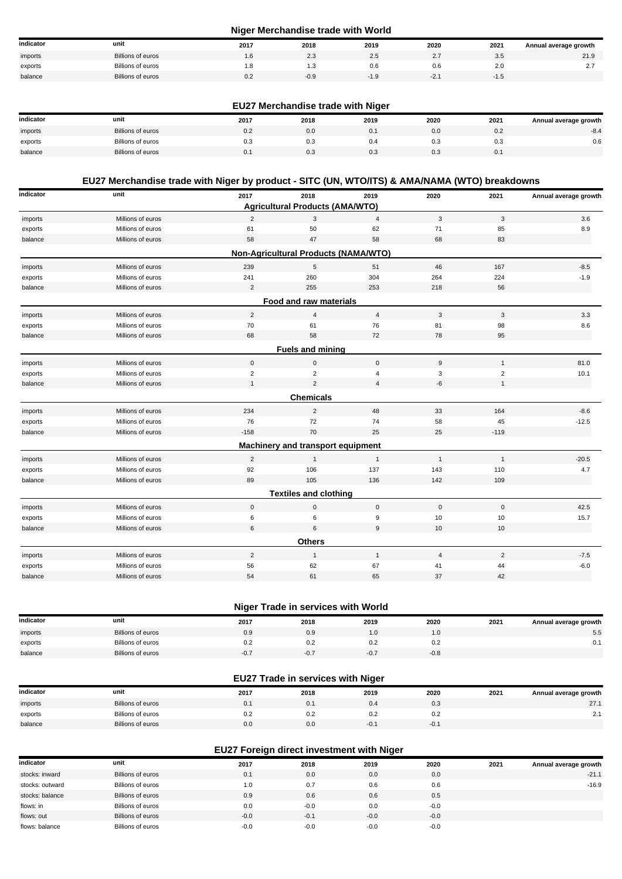## Niger Merchandise trade with World

| indicator | unit | 2017 | 2018 | 2019 | 2020 | 2021 | Annual average growth |
|---|---|---|---|---|---|---|---|
| imports | Billions of euros | 1.6 | 2.3 | 2.5 | 2.7 | 3.5 | 21.9 |
| exports | Billions of euros | 1.8 | 1.3 | 0.6 | 0.6 | 2.0 | 2.7 |
| balance | Billions of euros | 0.2 | -0.9 | -1.9 | -2.1 | -1.5 | |

## EU27 Merchandise trade with Niger

| indicator | unit | 2017 | 2018 | 2019 | 2020 | 2021 | Annual average growth |
|---|---|---|---|---|---|---|---|
| imports | Billions of euros | 0.2 | 0.0 | 0.1 | 0.0 | 0.2 | -8.4 |
| exports | Billions of euros | 0.3 | 0.3 | 0.4 | 0.3 | 0.3 | 0.6 |
| balance | Billions of euros | 0.1 | 0.3 | 0.3 | 0.3 | 0.1 | |

## EU27 Merchandise trade with Niger by product - SITC (UN, WTO/ITS) & AMA/NAMA (WTO) breakdowns

| indicator | unit | 2017 | 2018 | 2019 | 2020 | 2021 | Annual average growth |
|---|---|---|---|---|---|---|---|
| **Agricultural Products (AMA/WTO)** | | | | | | | |
| imports | Millions of euros | 2 | 3 | 4 | 3 | 3 | 3.6 |
| exports | Millions of euros | 61 | 50 | 62 | 71 | 85 | 8.9 |
| balance | Millions of euros | 58 | 47 | 58 | 68 | 83 | |
| **Non-Agricultural Products (NAMA/WTO)** | | | | | | | |
| imports | Millions of euros | 239 | 5 | 51 | 46 | 167 | -8.5 |
| exports | Millions of euros | 241 | 260 | 304 | 264 | 224 | -1.9 |
| balance | Millions of euros | 2 | 255 | 253 | 218 | 56 | |
| **Food and raw materials** | | | | | | | |
| imports | Millions of euros | 2 | 4 | 4 | 3 | 3 | 3.3 |
| exports | Millions of euros | 70 | 61 | 76 | 81 | 98 | 8.6 |
| balance | Millions of euros | 68 | 58 | 72 | 78 | 95 | |
| **Fuels and mining** | | | | | | | |
| imports | Millions of euros | 0 | 0 | 0 | 9 | 1 | 81.0 |
| exports | Millions of euros | 2 | 2 | 4 | 3 | 2 | 10.1 |
| balance | Millions of euros | 1 | 2 | 4 | -6 | 1 | |
| **Chemicals** | | | | | | | |
| imports | Millions of euros | 234 | 2 | 48 | 33 | 164 | -8.6 |
| exports | Millions of euros | 76 | 72 | 74 | 58 | 45 | -12.5 |
| balance | Millions of euros | -158 | 70 | 25 | 25 | -119 | |
| **Machinery and transport equipment** | | | | | | | |
| imports | Millions of euros | 2 | 1 | 1 | 1 | 1 | -20.5 |
| exports | Millions of euros | 92 | 106 | 137 | 143 | 110 | 4.7 |
| balance | Millions of euros | 89 | 105 | 136 | 142 | 109 | |
| **Textiles and clothing** | | | | | | | |
| imports | Millions of euros | 0 | 0 | 0 | 0 | 0 | 42.5 |
| exports | Millions of euros | 6 | 6 | 9 | 10 | 10 | 15.7 |
| balance | Millions of euros | 6 | 6 | 9 | 10 | 10 | |
| **Others** | | | | | | | |
| imports | Millions of euros | 2 | 1 | 1 | 4 | 2 | -7.5 |
| exports | Millions of euros | 56 | 62 | 67 | 41 | 44 | -6.0 |
| balance | Millions of euros | 54 | 61 | 65 | 37 | 42 | |

## Niger Trade in services with World

| indicator | unit | 2017 | 2018 | 2019 | 2020 | 2021 | Annual average growth |
|---|---|---|---|---|---|---|---|
| imports | Billions of euros | 0.9 | 0.9 | 1.0 | 1.0 | | 5.5 |
| exports | Billions of euros | 0.2 | 0.2 | 0.2 | 0.2 | | 0.1 |
| balance | Billions of euros | -0.7 | -0.7 | -0.7 | -0.8 | | |

## EU27 Trade in services with Niger

| indicator | unit | 2017 | 2018 | 2019 | 2020 | 2021 | Annual average growth |
|---|---|---|---|---|---|---|---|
| imports | Billions of euros | 0.1 | 0.1 | 0.4 | 0.3 | | 27.1 |
| exports | Billions of euros | 0.2 | 0.2 | 0.2 | 0.2 | | 2.1 |
| balance | Billions of euros | 0.0 | 0.0 | -0.1 | -0.1 | | |

## EU27 Foreign direct investment with Niger

| indicator | unit | 2017 | 2018 | 2019 | 2020 | 2021 | Annual average growth |
|---|---|---|---|---|---|---|---|
| stocks: inward | Billions of euros | 0.1 | 0.0 | 0.0 | 0.0 | | -21.1 |
| stocks: outward | Billions of euros | 1.0 | 0.7 | 0.6 | 0.6 | | -16.9 |
| stocks: balance | Billions of euros | 0.9 | 0.6 | 0.6 | 0.5 | | |
| flows: in | Billions of euros | 0.0 | -0.0 | 0.0 | -0.0 | | |
| flows: out | Billions of euros | -0.0 | -0.1 | -0.0 | -0.0 | | |
| flows: balance | Billions of euros | -0.0 | -0.0 | -0.0 | -0.0 | | |